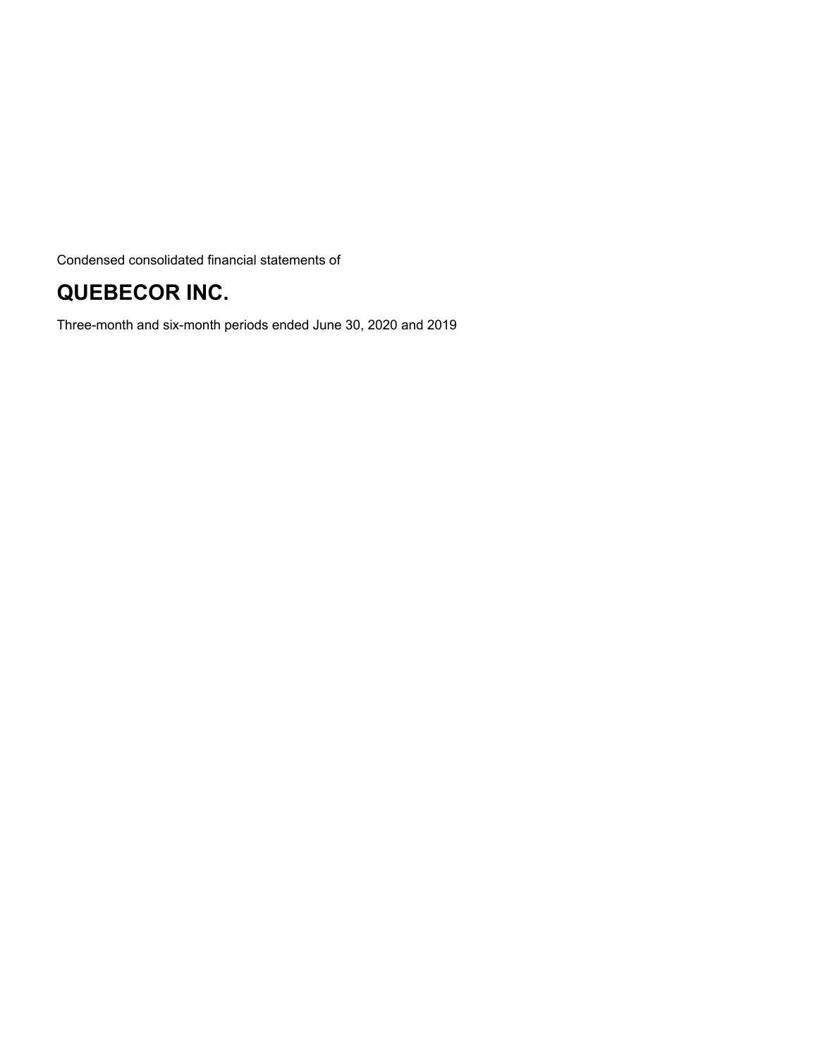Condensed consolidated financial statements of

# QUEBECOR INC.

Three-month and six-month periods ended June 30, 2020 and 2019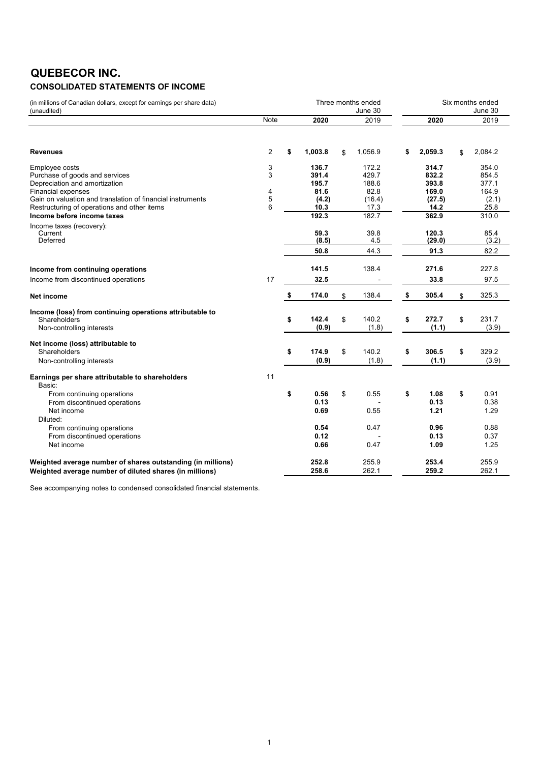# QUEBECOR INC.

## CONSOLIDATED STATEMENTS OF INCOME

(in millions of Canadian dollars, except for earnings per share data)
(unaudited)

| | Note | Three months ended June 30 2020 | Three months ended June 30 2019 | Six months ended June 30 2020 | Six months ended June 30 2019 |
|---|---|---|---|---|---|
| **Revenues** | 2 | **$ 1,003.8** | $ 1,056.9 | **$ 2,059.3** | $ 2,084.2 |
| Employee costs | 3 | **136.7** | 172.2 | **314.7** | 354.0 |
| Purchase of goods and services | 3 | **391.4** | 429.7 | **832.2** | 854.5 |
| Depreciation and amortization | | **195.7** | 188.6 | **393.8** | 377.1 |
| Financial expenses | 4 | **81.6** | 82.8 | **169.0** | 164.9 |
| Gain on valuation and translation of financial instruments | 5 | **(4.2)** | (16.4) | **(27.5)** | (2.1) |
| Restructuring of operations and other items | 6 | **10.3** | 17.3 | **14.2** | 25.8 |
| **Income before income taxes** | | **192.3** | 182.7 | **362.9** | 310.0 |
| Income taxes (recovery): | | | | | |
| Current | | **59.3** | 39.8 | **120.3** | 85.4 |
| Deferred | | **(8.5)** | 4.5 | **(29.0)** | (3.2) |
| | | **50.8** | 44.3 | **91.3** | 82.2 |
| **Income from continuing operations** | | **141.5** | 138.4 | **271.6** | 227.8 |
| Income from discontinued operations | 17 | **32.5** | - | **33.8** | 97.5 |
| **Net income** | | **$ 174.0** | $ 138.4 | **$ 305.4** | $ 325.3 |
| **Income (loss) from continuing operations attributable to** | | | | | |
| Shareholders | | **$ 142.4** | $ 140.2 | **$ 272.7** | $ 231.7 |
| Non-controlling interests | | **(0.9)** | (1.8) | **(1.1)** | (3.9) |
| **Net income (loss) attributable to** | | | | | |
| Shareholders | | **$ 174.9** | $ 140.2 | **$ 306.5** | $ 329.2 |
| Non-controlling interests | | **(0.9)** | (1.8) | **(1.1)** | (3.9) |
| **Earnings per share attributable to shareholders** | 11 | | | | |
| Basic: | | | | | |
| From continuing operations | | **$ 0.56** | $ 0.55 | **$ 1.08** | $ 0.91 |
| From discontinued operations | | **0.13** | - | **0.13** | 0.38 |
| Net income | | **0.69** | 0.55 | **1.21** | 1.29 |
| Diluted: | | | | | |
| From continuing operations | | **0.54** | 0.47 | **0.96** | 0.88 |
| From discontinued operations | | **0.12** | - | **0.13** | 0.37 |
| Net income | | **0.66** | 0.47 | **1.09** | 1.25 |
| **Weighted average number of shares outstanding (in millions)** | | **252.8** | 255.9 | **253.4** | 255.9 |
| **Weighted average number of diluted shares (in millions)** | | **258.6** | 262.1 | **259.2** | 262.1 |

See accompanying notes to condensed consolidated financial statements.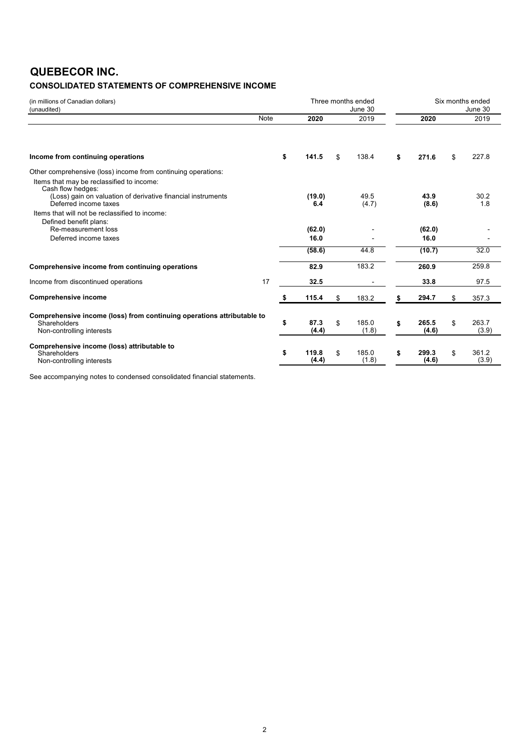# QUEBECOR INC.

## CONSOLIDATED STATEMENTS OF COMPREHENSIVE INCOME

(in millions of Canadian dollars)
(unaudited)

| | Note | Three months ended June 30 2020 | Three months ended June 30 2019 | Six months ended June 30 2020 | Six months ended June 30 2019 |
|---|---|---|---|---|---|
| **Income from continuing operations** | | **$ 141.5** | $ 138.4 | **$ 271.6** | $ 227.8 |
| Other comprehensive (loss) income from continuing operations: | | | | | |
| Items that may be reclassified to income: | | | | | |
| Cash flow hedges: | | | | | |
| (Loss) gain on valuation of derivative financial instruments | | **(19.0)** | 49.5 | **43.9** | 30.2 |
| Deferred income taxes | | **6.4** | (4.7) | **(8.6)** | 1.8 |
| Items that will not be reclassified to income: | | | | | |
| Defined benefit plans: | | | | | |
| Re-measurement loss | | **(62.0)** | - | **(62.0)** | - |
| Deferred income taxes | | **16.0** | - | **16.0** | - |
| | | **(58.6)** | 44.8 | **(10.7)** | 32.0 |
| **Comprehensive income from continuing operations** | | **82.9** | 183.2 | **260.9** | 259.8 |
| Income from discontinued operations | 17 | **32.5** | - | **33.8** | 97.5 |
| **Comprehensive income** | | **$ 115.4** | $ 183.2 | **$ 294.7** | $ 357.3 |
| **Comprehensive income (loss) from continuing operations attributable to** | | | | | |
| Shareholders | | **$ 87.3** | $ 185.0 | **$ 265.5** | $ 263.7 |
| Non-controlling interests | | **(4.4)** | (1.8) | **(4.6)** | (3.9) |
| **Comprehensive income (loss) attributable to** | | | | | |
| Shareholders | | **$ 119.8** | $ 185.0 | **$ 299.3** | $ 361.2 |
| Non-controlling interests | | **(4.4)** | (1.8) | **(4.6)** | (3.9) |

See accompanying notes to condensed consolidated financial statements.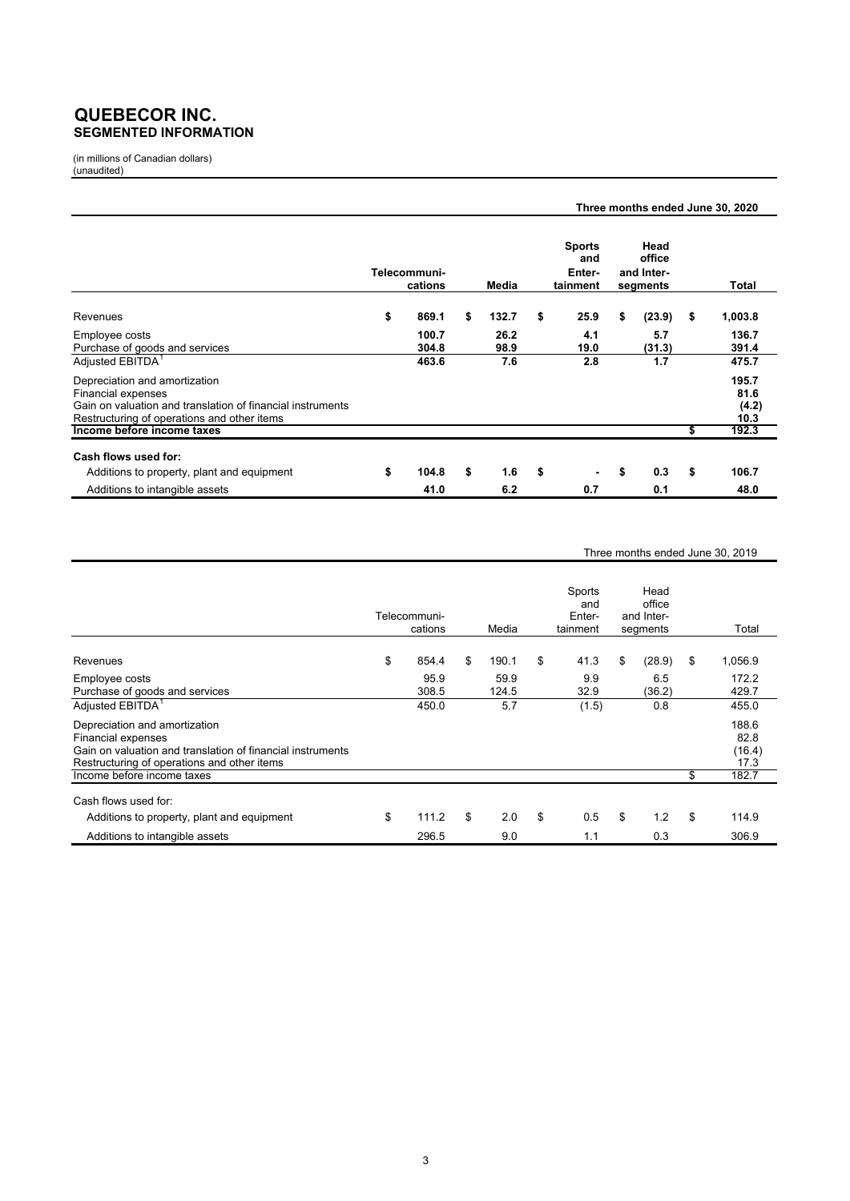# QUEBECOR INC.
## SEGMENTED INFORMATION

(in millions of Canadian dollars)
(unaudited)

**Three months ended June 30, 2020**

| | Telecommunications | Media | Sports and Entertainment | Head office and Inter-segments | Total |
|---|---|---|---|---|---|
| Revenues | $ 869.1 | $ 132.7 | $ 25.9 | $ (23.9) | $ 1,003.8 |
| Employee costs | 100.7 | 26.2 | 4.1 | 5.7 | 136.7 |
| Purchase of goods and services | 304.8 | 98.9 | 19.0 | (31.3) | 391.4 |
| Adjusted EBITDA[1] | 463.6 | 7.6 | 2.8 | 1.7 | 475.7 |
| Depreciation and amortization | | | | | 195.7 |
| Financial expenses | | | | | 81.6 |
| Gain on valuation and translation of financial instruments | | | | | (4.2) |
| Restructuring of operations and other items | | | | | 10.3 |
| **Income before income taxes** | | | | | $ 192.3 |
| **Cash flows used for:** | | | | | |
| Additions to property, plant and equipment | $ 104.8 | $ 1.6 | $ - | $ 0.3 | $ 106.7 |
| Additions to intangible assets | 41.0 | 6.2 | 0.7 | 0.1 | 48.0 |

Three months ended June 30, 2019

| | Telecommunications | Media | Sports and Entertainment | Head office and Inter-segments | Total |
|---|---|---|---|---|---|
| Revenues | $ 854.4 | $ 190.1 | $ 41.3 | $ (28.9) | $ 1,056.9 |
| Employee costs | 95.9 | 59.9 | 9.9 | 6.5 | 172.2 |
| Purchase of goods and services | 308.5 | 124.5 | 32.9 | (36.2) | 429.7 |
| Adjusted EBITDA[1] | 450.0 | 5.7 | (1.5) | 0.8 | 455.0 |
| Depreciation and amortization | | | | | 188.6 |
| Financial expenses | | | | | 82.8 |
| Gain on valuation and translation of financial instruments | | | | | (16.4) |
| Restructuring of operations and other items | | | | | 17.3 |
| Income before income taxes | | | | | $ 182.7 |
| Cash flows used for: | | | | | |
| Additions to property, plant and equipment | $ 111.2 | $ 2.0 | $ 0.5 | $ 1.2 | $ 114.9 |
| Additions to intangible assets | 296.5 | 9.0 | 1.1 | 0.3 | 306.9 |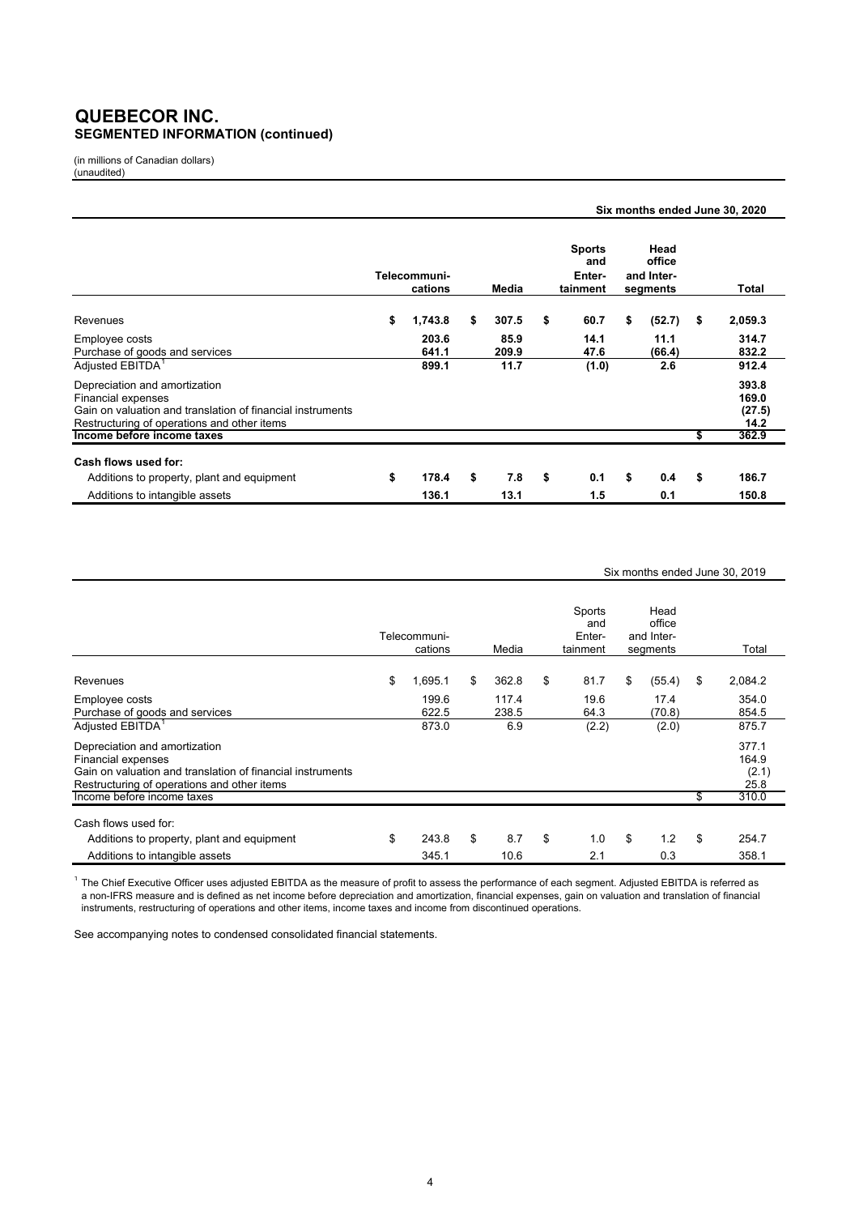# QUEBECOR INC.
## SEGMENTED INFORMATION (continued)

(in millions of Canadian dollars)
(unaudited)

**Six months ended June 30, 2020**

| | Telecommuni-cations | Media | Sports and Enter-tainment | Head office and Inter-segments | Total |
|---|---|---|---|---|---|
| Revenues | $ 1,743.8 | $ 307.5 | $ 60.7 | $ (52.7) | $ 2,059.3 |
| Employee costs | 203.6 | 85.9 | 14.1 | 11.1 | 314.7 |
| Purchase of goods and services | 641.1 | 209.9 | 47.6 | (66.4) | 832.2 |
| Adjusted EBITDA[1] | 899.1 | 11.7 | (1.0) | 2.6 | 912.4 |
| Depreciation and amortization | | | | | 393.8 |
| Financial expenses | | | | | 169.0 |
| Gain on valuation and translation of financial instruments | | | | | (27.5) |
| Restructuring of operations and other items | | | | | 14.2 |
| **Income before income taxes** | | | | | $ 362.9 |
| **Cash flows used for:** | | | | | |
| Additions to property, plant and equipment | $ 178.4 | $ 7.8 | $ 0.1 | $ 0.4 | $ 186.7 |
| Additions to intangible assets | 136.1 | 13.1 | 1.5 | 0.1 | 150.8 |

Six months ended June 30, 2019

| | Telecommuni-cations | Media | Sports and Enter-tainment | Head office and Inter-segments | Total |
|---|---|---|---|---|---|
| Revenues | $ 1,695.1 | $ 362.8 | $ 81.7 | $ (55.4) | $ 2,084.2 |
| Employee costs | 199.6 | 117.4 | 19.6 | 17.4 | 354.0 |
| Purchase of goods and services | 622.5 | 238.5 | 64.3 | (70.8) | 854.5 |
| Adjusted EBITDA[1] | 873.0 | 6.9 | (2.2) | (2.0) | 875.7 |
| Depreciation and amortization | | | | | 377.1 |
| Financial expenses | | | | | 164.9 |
| Gain on valuation and translation of financial instruments | | | | | (2.1) |
| Restructuring of operations and other items | | | | | 25.8 |
| Income before income taxes | | | | | $ 310.0 |
| Cash flows used for: | | | | | |
| Additions to property, plant and equipment | $ 243.8 | $ 8.7 | $ 1.0 | $ 1.2 | $ 254.7 |
| Additions to intangible assets | 345.1 | 10.6 | 2.1 | 0.3 | 358.1 |

[1] The Chief Executive Officer uses adjusted EBITDA as the measure of profit to assess the performance of each segment. Adjusted EBITDA is referred as a non-IFRS measure and is defined as net income before depreciation and amortization, financial expenses, gain on valuation and translation of financial instruments, restructuring of operations and other items, income taxes and income from discontinued operations.

See accompanying notes to condensed consolidated financial statements.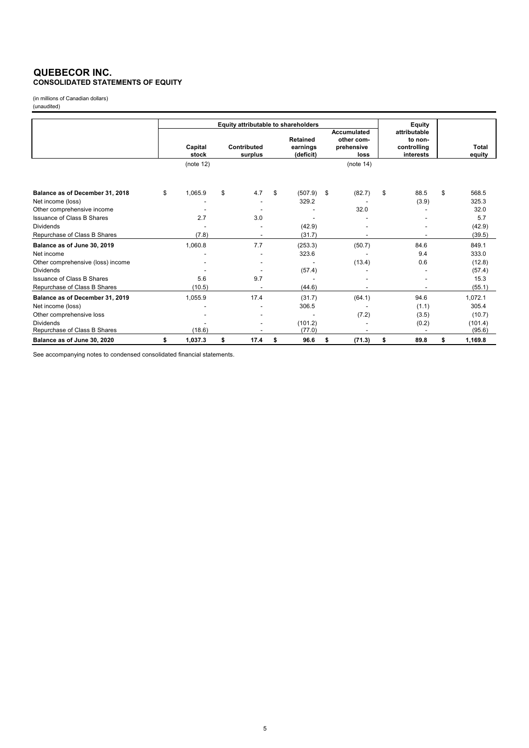# QUEBECOR INC.
## CONSOLIDATED STATEMENTS OF EQUITY

(in millions of Canadian dollars)
(unaudited)

| | Equity attributable to shareholders | | | | Equity attributable to non-controlling interests | Total equity |
|---|---|---|---|---|---|---|
| | Capital stock | Contributed surplus | Retained earnings (deficit) | Accumulated other comprehensive loss | | |
| | (note 12) | | | (note 14) | | |
| **Balance as of December 31, 2018** | $ 1,065.9 | $ 4.7 | $ (507.9) | $ (82.7) | $ 88.5 | $ 568.5 |
| Net income (loss) | - | - | 329.2 | - | (3.9) | 325.3 |
| Other comprehensive income | - | - | - | 32.0 | - | 32.0 |
| Issuance of Class B Shares | 2.7 | 3.0 | - | - | - | 5.7 |
| Dividends | - | - | (42.9) | - | - | (42.9) |
| Repurchase of Class B Shares | (7.8) | - | (31.7) | - | - | (39.5) |
| **Balance as of June 30, 2019** | 1,060.8 | 7.7 | (253.3) | (50.7) | 84.6 | 849.1 |
| Net income | - | - | 323.6 | - | 9.4 | 333.0 |
| Other comprehensive (loss) income | - | - | - | (13.4) | 0.6 | (12.8) |
| Dividends | - | - | (57.4) | - | - | (57.4) |
| Issuance of Class B Shares | 5.6 | 9.7 | - | - | - | 15.3 |
| Repurchase of Class B Shares | (10.5) | - | (44.6) | - | - | (55.1) |
| **Balance as of December 31, 2019** | 1,055.9 | 17.4 | (31.7) | (64.1) | 94.6 | 1,072.1 |
| Net income (loss) | - | - | 306.5 | - | (1.1) | 305.4 |
| Other comprehensive loss | - | - | - | (7.2) | (3.5) | (10.7) |
| Dividends | - | - | (101.2) | - | (0.2) | (101.4) |
| Repurchase of Class B Shares | (18.6) | - | (77.0) | - | - | (95.6) |
| **Balance as of June 30, 2020** | **$ 1,037.3** | **$ 17.4** | **$ 96.6** | **$ (71.3)** | **$ 89.8** | **$ 1,169.8** |

See accompanying notes to condensed consolidated financial statements.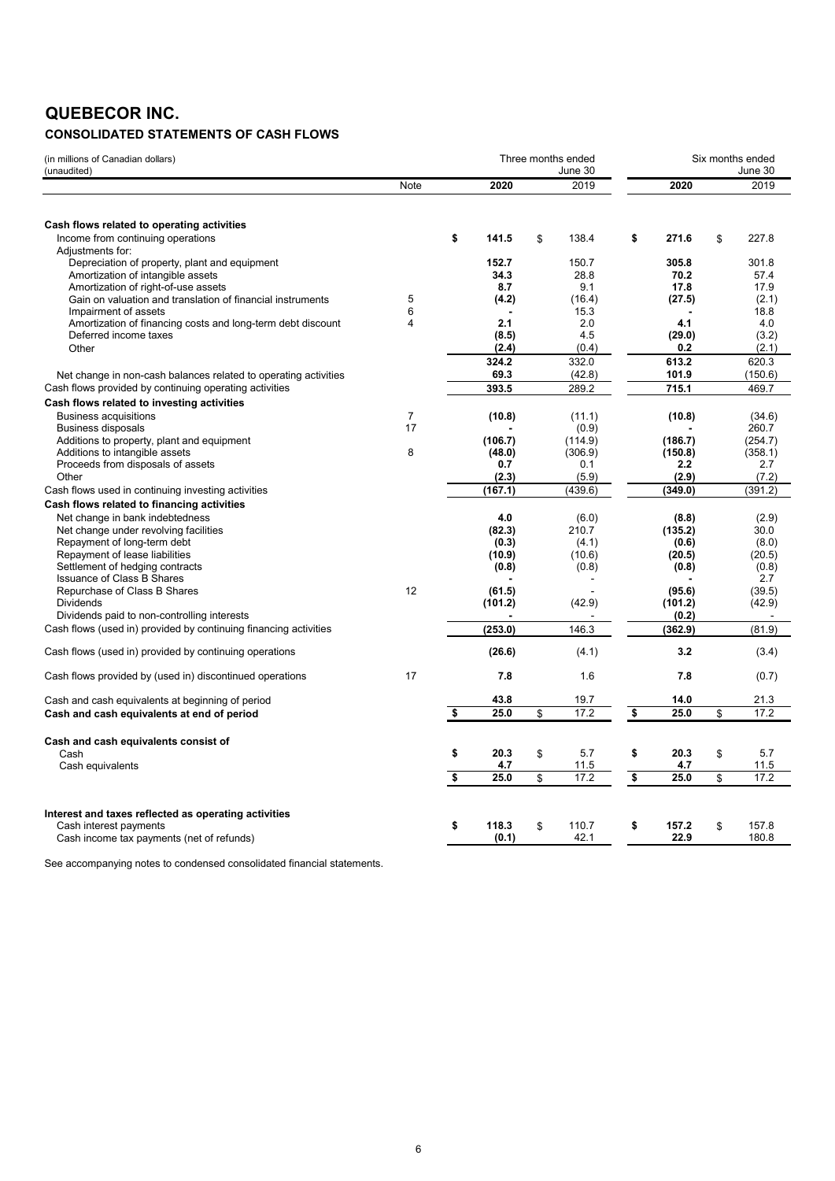# QUEBECOR INC.

## CONSOLIDATED STATEMENTS OF CASH FLOWS

(in millions of Canadian dollars)
(unaudited)

| | Note | Three months ended June 30 2020 | Three months ended June 30 2019 | Six months ended June 30 2020 | Six months ended June 30 2019 |
|---|---|---|---|---|---|
| **Cash flows related to operating activities** | | | | | |
| Income from continuing operations | | **$ 141.5** | $ 138.4 | **$ 271.6** | $ 227.8 |
| Adjustments for: | | | | | |
| Depreciation of property, plant and equipment | | **152.7** | 150.7 | **305.8** | 301.8 |
| Amortization of intangible assets | | **34.3** | 28.8 | **70.2** | 57.4 |
| Amortization of right-of-use assets | | **8.7** | 9.1 | **17.8** | 17.9 |
| Gain on valuation and translation of financial instruments | 5 | **(4.2)** | (16.4) | **(27.5)** | (2.1) |
| Impairment of assets | 6 | **-** | 15.3 | **-** | 18.8 |
| Amortization of financing costs and long-term debt discount | 4 | **2.1** | 2.0 | **4.1** | 4.0 |
| Deferred income taxes | | **(8.5)** | 4.5 | **(29.0)** | (3.2) |
| Other | | **(2.4)** | (0.4) | **0.2** | (2.1) |
| | | **324.2** | 332.0 | **613.2** | 620.3 |
| Net change in non-cash balances related to operating activities | | **69.3** | (42.8) | **101.9** | (150.6) |
| Cash flows provided by continuing operating activities | | **393.5** | 289.2 | **715.1** | 469.7 |
| **Cash flows related to investing activities** | | | | | |
| Business acquisitions | 7 | **(10.8)** | (11.1) | **(10.8)** | (34.6) |
| Business disposals | 17 | **-** | (0.9) | **-** | 260.7 |
| Additions to property, plant and equipment | | **(106.7)** | (114.9) | **(186.7)** | (254.7) |
| Additions to intangible assets | 8 | **(48.0)** | (306.9) | **(150.8)** | (358.1) |
| Proceeds from disposals of assets | | **0.7** | 0.1 | **2.2** | 2.7 |
| Other | | **(2.3)** | (5.9) | **(2.9)** | (7.2) |
| Cash flows used in continuing investing activities | | **(167.1)** | (439.6) | **(349.0)** | (391.2) |
| **Cash flows related to financing activities** | | | | | |
| Net change in bank indebtedness | | **4.0** | (6.0) | **(8.8)** | (2.9) |
| Net change under revolving facilities | | **(82.3)** | 210.7 | **(135.2)** | 30.0 |
| Repayment of long-term debt | | **(0.3)** | (4.1) | **(0.6)** | (8.0) |
| Repayment of lease liabilities | | **(10.9)** | (10.6) | **(20.5)** | (20.5) |
| Settlement of hedging contracts | | **(0.8)** | (0.8) | **(0.8)** | (0.8) |
| Issuance of Class B Shares | | **-** | - | **-** | 2.7 |
| Repurchase of Class B Shares | 12 | **(61.5)** | - | **(95.6)** | (39.5) |
| Dividends | | **(101.2)** | (42.9) | **(101.2)** | (42.9) |
| Dividends paid to non-controlling interests | | **-** | - | **(0.2)** | - |
| Cash flows (used in) provided by continuing financing activities | | **(253.0)** | 146.3 | **(362.9)** | (81.9) |
| Cash flows (used in) provided by continuing operations | | **(26.6)** | (4.1) | **3.2** | (3.4) |
| Cash flows provided by (used in) discontinued operations | 17 | **7.8** | 1.6 | **7.8** | (0.7) |
| Cash and cash equivalents at beginning of period | | **43.8** | 19.7 | **14.0** | 21.3 |
| **Cash and cash equivalents at end of period** | | **$ 25.0** | $ 17.2 | **$ 25.0** | $ 17.2 |
| **Cash and cash equivalents consist of** | | | | | |
| Cash | | **$ 20.3** | $ 5.7 | **$ 20.3** | $ 5.7 |
| Cash equivalents | | **4.7** | 11.5 | **4.7** | 11.5 |
| | | **$ 25.0** | $ 17.2 | **$ 25.0** | $ 17.2 |
| **Interest and taxes reflected as operating activities** | | | | | |
| Cash interest payments | | **$ 118.3** | $ 110.7 | **$ 157.2** | $ 157.8 |
| Cash income tax payments (net of refunds) | | **(0.1)** | 42.1 | **22.9** | 180.8 |

See accompanying notes to condensed consolidated financial statements.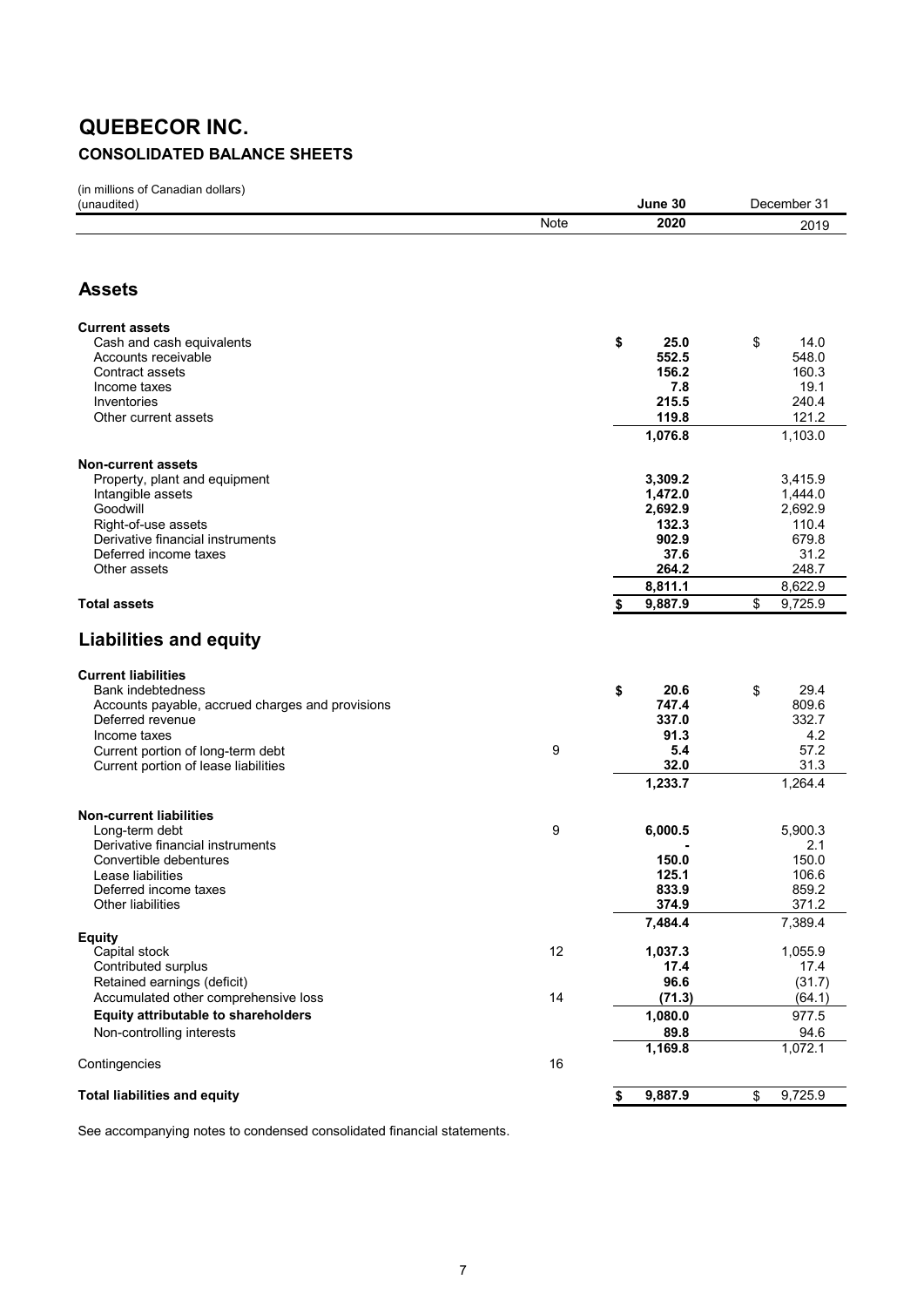# QUEBECOR INC.

## CONSOLIDATED BALANCE SHEETS

(in millions of Canadian dollars)
(unaudited)

| | Note | June 30 2020 | December 31 2019 |
|---|---|---|---|
| **Assets** | | | |
| **Current assets** | | | |
| Cash and cash equivalents | | $ 25.0 | $ 14.0 |
| Accounts receivable | | 552.5 | 548.0 |
| Contract assets | | 156.2 | 160.3 |
| Income taxes | | 7.8 | 19.1 |
| Inventories | | 215.5 | 240.4 |
| Other current assets | | 119.8 | 121.2 |
| | | 1,076.8 | 1,103.0 |
| **Non-current assets** | | | |
| Property, plant and equipment | | 3,309.2 | 3,415.9 |
| Intangible assets | | 1,472.0 | 1,444.0 |
| Goodwill | | 2,692.9 | 2,692.9 |
| Right-of-use assets | | 132.3 | 110.4 |
| Derivative financial instruments | | 902.9 | 679.8 |
| Deferred income taxes | | 37.6 | 31.2 |
| Other assets | | 264.2 | 248.7 |
| | | 8,811.1 | 8,622.9 |
| **Total assets** | | $ 9,887.9 | $ 9,725.9 |
| **Liabilities and equity** | | | |
| **Current liabilities** | | | |
| Bank indebtedness | | $ 20.6 | $ 29.4 |
| Accounts payable, accrued charges and provisions | | 747.4 | 809.6 |
| Deferred revenue | | 337.0 | 332.7 |
| Income taxes | | 91.3 | 4.2 |
| Current portion of long-term debt | 9 | 5.4 | 57.2 |
| Current portion of lease liabilities | | 32.0 | 31.3 |
| | | 1,233.7 | 1,264.4 |
| **Non-current liabilities** | | | |
| Long-term debt | 9 | 6,000.5 | 5,900.3 |
| Derivative financial instruments | | - | 2.1 |
| Convertible debentures | | 150.0 | 150.0 |
| Lease liabilities | | 125.1 | 106.6 |
| Deferred income taxes | | 833.9 | 859.2 |
| Other liabilities | | 374.9 | 371.2 |
| | | 7,484.4 | 7,389.4 |
| **Equity** | | | |
| Capital stock | 12 | 1,037.3 | 1,055.9 |
| Contributed surplus | | 17.4 | 17.4 |
| Retained earnings (deficit) | | 96.6 | (31.7) |
| Accumulated other comprehensive loss | 14 | (71.3) | (64.1) |
| **Equity attributable to shareholders** | | 1,080.0 | 977.5 |
| Non-controlling interests | | 89.8 | 94.6 |
| | | 1,169.8 | 1,072.1 |
| Contingencies | 16 | | |
| **Total liabilities and equity** | | $ 9,887.9 | $ 9,725.9 |

See accompanying notes to condensed consolidated financial statements.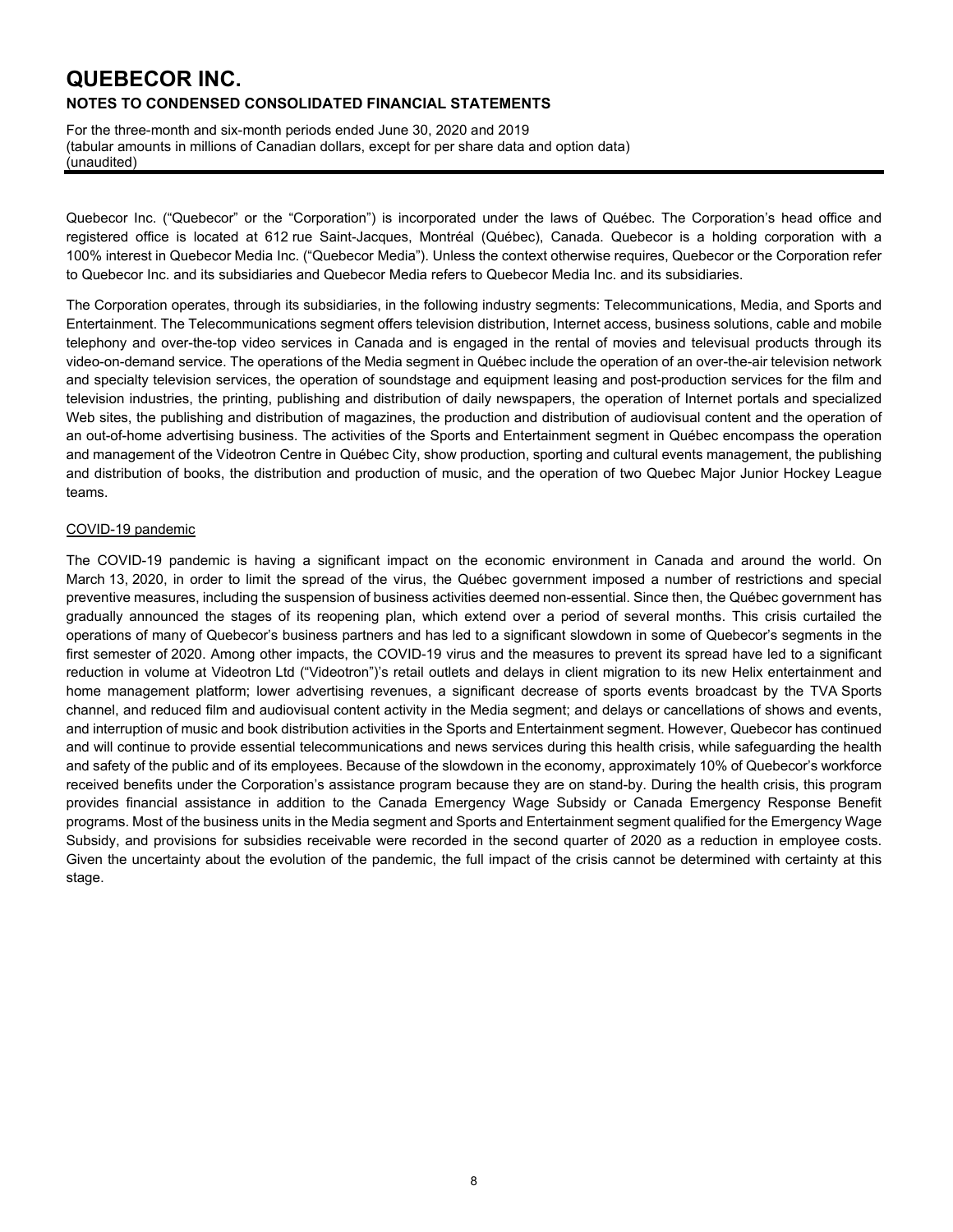# QUEBECOR INC.

## NOTES TO CONDENSED CONSOLIDATED FINANCIAL STATEMENTS

For the three-month and six-month periods ended June 30, 2020 and 2019
(tabular amounts in millions of Canadian dollars, except for per share data and option data)
(unaudited)

Quebecor Inc. ("Quebecor" or the "Corporation") is incorporated under the laws of Québec. The Corporation's head office and registered office is located at 612 rue Saint-Jacques, Montréal (Québec), Canada. Quebecor is a holding corporation with a 100% interest in Quebecor Media Inc. ("Quebecor Media"). Unless the context otherwise requires, Quebecor or the Corporation refer to Quebecor Inc. and its subsidiaries and Quebecor Media refers to Quebecor Media Inc. and its subsidiaries.

The Corporation operates, through its subsidiaries, in the following industry segments: Telecommunications, Media, and Sports and Entertainment. The Telecommunications segment offers television distribution, Internet access, business solutions, cable and mobile telephony and over-the-top video services in Canada and is engaged in the rental of movies and televisual products through its video-on-demand service. The operations of the Media segment in Québec include the operation of an over-the-air television network and specialty television services, the operation of soundstage and equipment leasing and post-production services for the film and television industries, the printing, publishing and distribution of daily newspapers, the operation of Internet portals and specialized Web sites, the publishing and distribution of magazines, the production and distribution of audiovisual content and the operation of an out-of-home advertising business. The activities of the Sports and Entertainment segment in Québec encompass the operation and management of the Videotron Centre in Québec City, show production, sporting and cultural events management, the publishing and distribution of books, the distribution and production of music, and the operation of two Quebec Major Junior Hockey League teams.

COVID-19 pandemic

The COVID-19 pandemic is having a significant impact on the economic environment in Canada and around the world. On March 13, 2020, in order to limit the spread of the virus, the Québec government imposed a number of restrictions and special preventive measures, including the suspension of business activities deemed non-essential. Since then, the Québec government has gradually announced the stages of its reopening plan, which extend over a period of several months. This crisis curtailed the operations of many of Quebecor's business partners and has led to a significant slowdown in some of Quebecor's segments in the first semester of 2020. Among other impacts, the COVID-19 virus and the measures to prevent its spread have led to a significant reduction in volume at Videotron Ltd ("Videotron")'s retail outlets and delays in client migration to its new Helix entertainment and home management platform; lower advertising revenues, a significant decrease of sports events broadcast by the TVA Sports channel, and reduced film and audiovisual content activity in the Media segment; and delays or cancellations of shows and events, and interruption of music and book distribution activities in the Sports and Entertainment segment. However, Quebecor has continued and will continue to provide essential telecommunications and news services during this health crisis, while safeguarding the health and safety of the public and of its employees. Because of the slowdown in the economy, approximately 10% of Quebecor's workforce received benefits under the Corporation's assistance program because they are on stand-by. During the health crisis, this program provides financial assistance in addition to the Canada Emergency Wage Subsidy or Canada Emergency Response Benefit programs. Most of the business units in the Media segment and Sports and Entertainment segment qualified for the Emergency Wage Subsidy, and provisions for subsidies receivable were recorded in the second quarter of 2020 as a reduction in employee costs. Given the uncertainty about the evolution of the pandemic, the full impact of the crisis cannot be determined with certainty at this stage.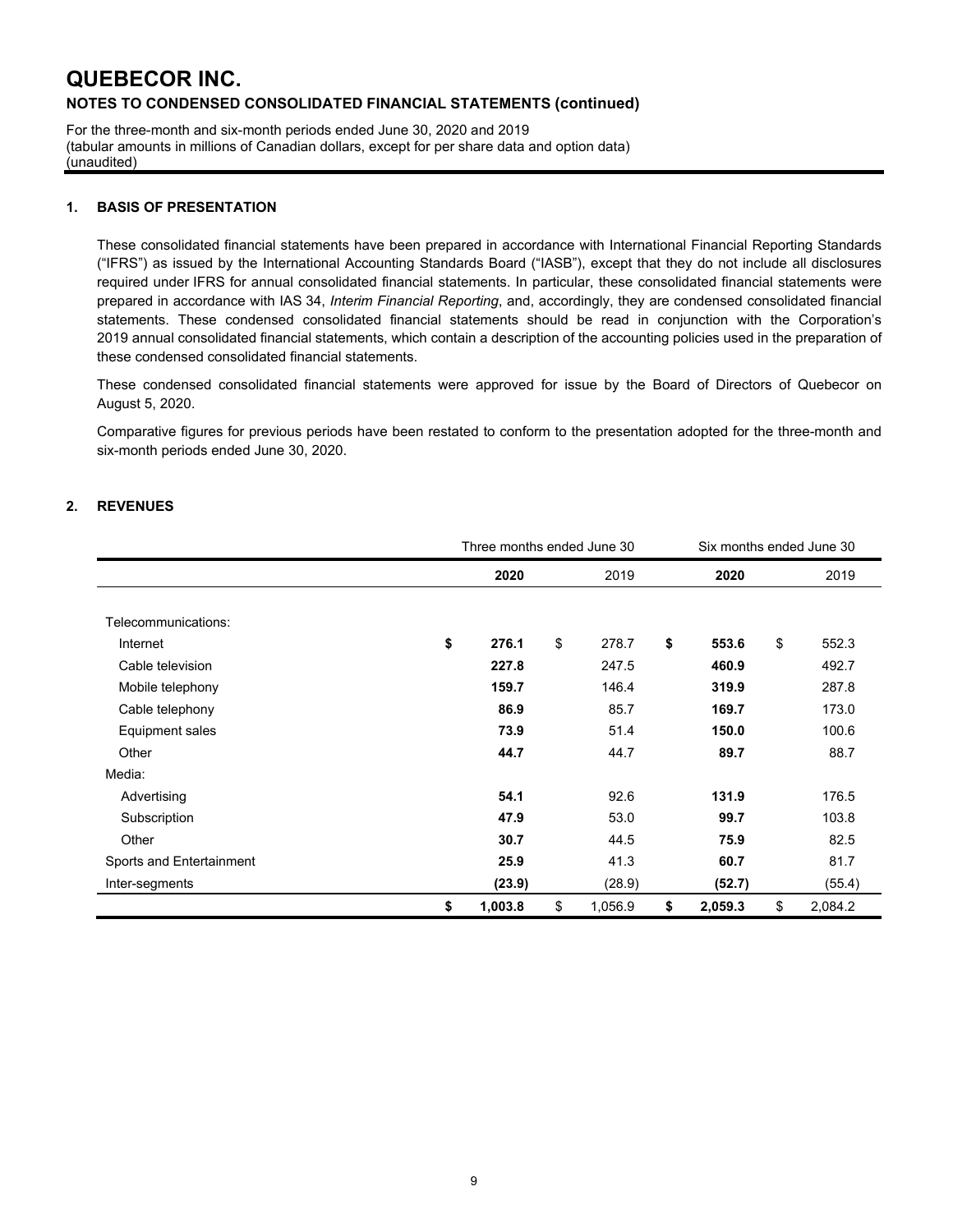# QUEBECOR INC.

**NOTES TO CONDENSED CONSOLIDATED FINANCIAL STATEMENTS (continued)**

For the three-month and six-month periods ended June 30, 2020 and 2019
(tabular amounts in millions of Canadian dollars, except for per share data and option data)
(unaudited)

## 1. BASIS OF PRESENTATION

These consolidated financial statements have been prepared in accordance with International Financial Reporting Standards ("IFRS") as issued by the International Accounting Standards Board ("IASB"), except that they do not include all disclosures required under IFRS for annual consolidated financial statements. In particular, these consolidated financial statements were prepared in accordance with IAS 34, *Interim Financial Reporting*, and, accordingly, they are condensed consolidated financial statements. These condensed consolidated financial statements should be read in conjunction with the Corporation's 2019 annual consolidated financial statements, which contain a description of the accounting policies used in the preparation of these condensed consolidated financial statements.

These condensed consolidated financial statements were approved for issue by the Board of Directors of Quebecor on August 5, 2020.

Comparative figures for previous periods have been restated to conform to the presentation adopted for the three-month and six-month periods ended June 30, 2020.

## 2. REVENUES

| | Three months ended June 30 | | Six months ended June 30 | |
|---|---|---|---|---|
| | **2020** | 2019 | **2020** | 2019 |
| Telecommunications: | | | | |
| Internet | **$ 276.1** | $ 278.7 | **$ 553.6** | $ 552.3 |
| Cable television | **227.8** | 247.5 | **460.9** | 492.7 |
| Mobile telephony | **159.7** | 146.4 | **319.9** | 287.8 |
| Cable telephony | **86.9** | 85.7 | **169.7** | 173.0 |
| Equipment sales | **73.9** | 51.4 | **150.0** | 100.6 |
| Other | **44.7** | 44.7 | **89.7** | 88.7 |
| Media: | | | | |
| Advertising | **54.1** | 92.6 | **131.9** | 176.5 |
| Subscription | **47.9** | 53.0 | **99.7** | 103.8 |
| Other | **30.7** | 44.5 | **75.9** | 82.5 |
| Sports and Entertainment | **25.9** | 41.3 | **60.7** | 81.7 |
| Inter-segments | **(23.9)** | (28.9) | **(52.7)** | (55.4) |
| | **$ 1,003.8** | $ 1,056.9 | **$ 2,059.3** | $ 2,084.2 |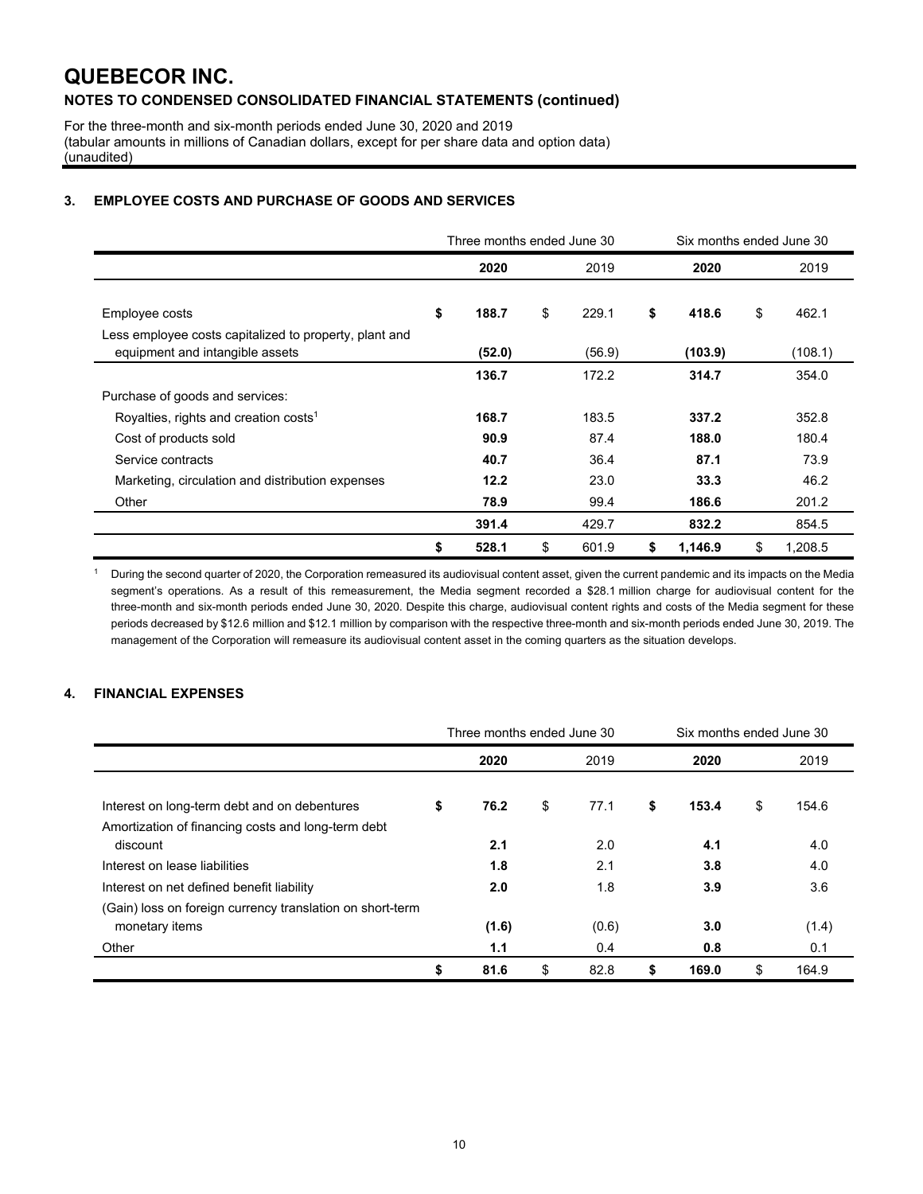# QUEBECOR INC.

## NOTES TO CONDENSED CONSOLIDATED FINANCIAL STATEMENTS (continued)

For the three-month and six-month periods ended June 30, 2020 and 2019
(tabular amounts in millions of Canadian dollars, except for per share data and option data)
(unaudited)

### 3. EMPLOYEE COSTS AND PURCHASE OF GOODS AND SERVICES

| | Three months ended June 30 | | Six months ended June 30 | |
|---|---|---|---|---|
| | **2020** | 2019 | **2020** | 2019 |
| Employee costs | **$ 188.7** | $ 229.1 | **$ 418.6** | $ 462.1 |
| Less employee costs capitalized to property, plant and equipment and intangible assets | **(52.0)** | (56.9) | **(103.9)** | (108.1) |
| | **136.7** | 172.2 | **314.7** | 354.0 |
| Purchase of goods and services: | | | | |
| Royalties, rights and creation costs[1] | **168.7** | 183.5 | **337.2** | 352.8 |
| Cost of products sold | **90.9** | 87.4 | **188.0** | 180.4 |
| Service contracts | **40.7** | 36.4 | **87.1** | 73.9 |
| Marketing, circulation and distribution expenses | **12.2** | 23.0 | **33.3** | 46.2 |
| Other | **78.9** | 99.4 | **186.6** | 201.2 |
| | **391.4** | 429.7 | **832.2** | 854.5 |
| | **$ 528.1** | $ 601.9 | **$ 1,146.9** | $ 1,208.5 |

[1] During the second quarter of 2020, the Corporation remeasured its audiovisual content asset, given the current pandemic and its impacts on the Media segment's operations. As a result of this remeasurement, the Media segment recorded a $28.1 million charge for audiovisual content for the three-month and six-month periods ended June 30, 2020. Despite this charge, audiovisual content rights and costs of the Media segment for these periods decreased by $12.6 million and $12.1 million by comparison with the respective three-month and six-month periods ended June 30, 2019. The management of the Corporation will remeasure its audiovisual content asset in the coming quarters as the situation develops.

### 4. FINANCIAL EXPENSES

| | Three months ended June 30 | | Six months ended June 30 | |
|---|---|---|---|---|
| | **2020** | 2019 | **2020** | 2019 |
| Interest on long-term debt and on debentures | **$ 76.2** | $ 77.1 | **$ 153.4** | $ 154.6 |
| Amortization of financing costs and long-term debt discount | **2.1** | 2.0 | **4.1** | 4.0 |
| Interest on lease liabilities | **1.8** | 2.1 | **3.8** | 4.0 |
| Interest on net defined benefit liability | **2.0** | 1.8 | **3.9** | 3.6 |
| (Gain) loss on foreign currency translation on short-term monetary items | **(1.6)** | (0.6) | **3.0** | (1.4) |
| Other | **1.1** | 0.4 | **0.8** | 0.1 |
| | **$ 81.6** | $ 82.8 | **$ 169.0** | $ 164.9 |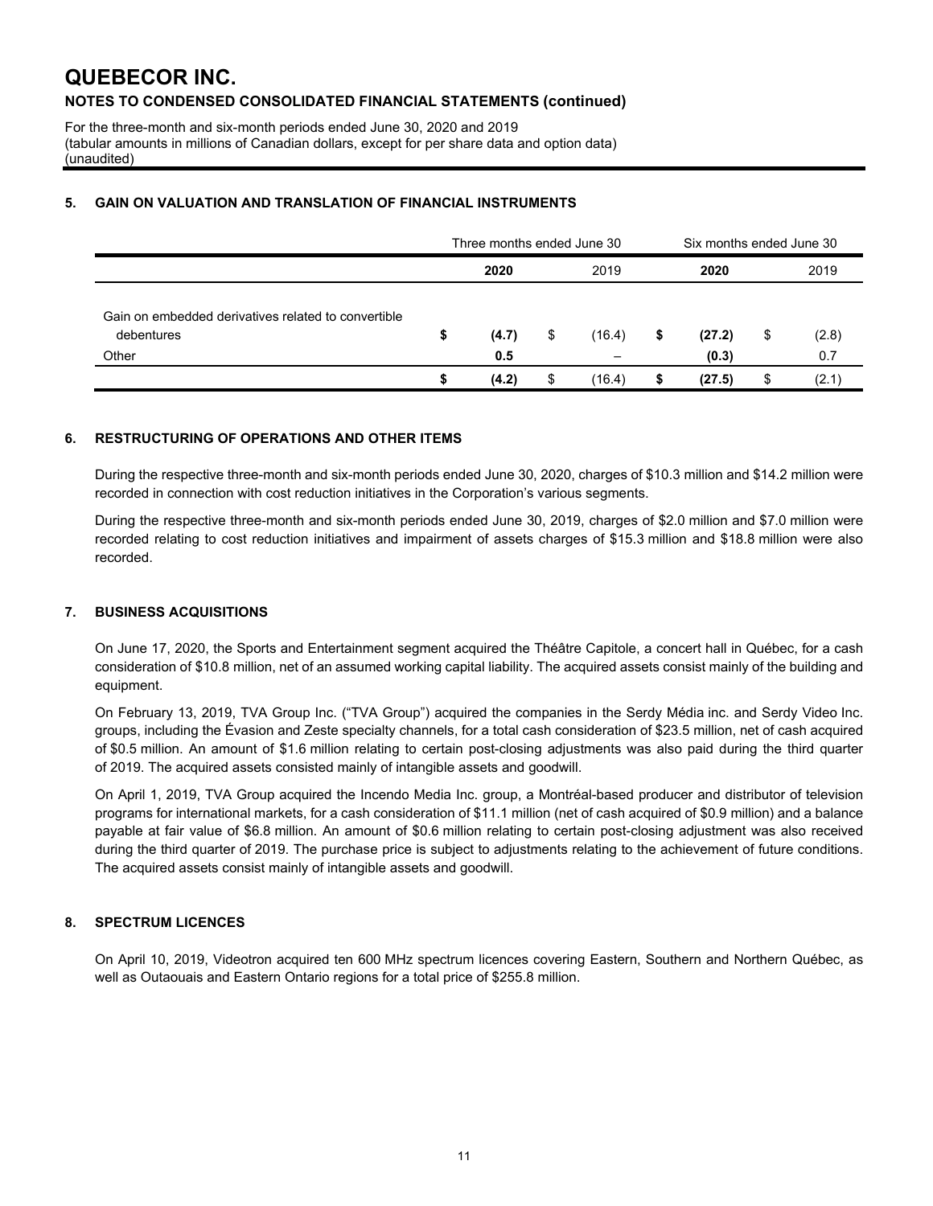# QUEBECOR INC.

## NOTES TO CONDENSED CONSOLIDATED FINANCIAL STATEMENTS (continued)

For the three-month and six-month periods ended June 30, 2020 and 2019
(tabular amounts in millions of Canadian dollars, except for per share data and option data)
(unaudited)

### 5. GAIN ON VALUATION AND TRANSLATION OF FINANCIAL INSTRUMENTS

| | Three months ended June 30 | | Six months ended June 30 | |
|---|---|---|---|---|
| | **2020** | 2019 | **2020** | 2019 |
| Gain on embedded derivatives related to convertible debentures | **$ (4.7)** | $ (16.4) | **$ (27.2)** | $ (2.8) |
| Other | **0.5** | – | **(0.3)** | 0.7 |
| | **$ (4.2)** | $ (16.4) | **$ (27.5)** | $ (2.1) |

### 6. RESTRUCTURING OF OPERATIONS AND OTHER ITEMS

During the respective three-month and six-month periods ended June 30, 2020, charges of $10.3 million and $14.2 million were recorded in connection with cost reduction initiatives in the Corporation's various segments.

During the respective three-month and six-month periods ended June 30, 2019, charges of $2.0 million and $7.0 million were recorded relating to cost reduction initiatives and impairment of assets charges of $15.3 million and $18.8 million were also recorded.

### 7. BUSINESS ACQUISITIONS

On June 17, 2020, the Sports and Entertainment segment acquired the Théâtre Capitole, a concert hall in Québec, for a cash consideration of $10.8 million, net of an assumed working capital liability. The acquired assets consist mainly of the building and equipment.

On February 13, 2019, TVA Group Inc. ("TVA Group") acquired the companies in the Serdy Média inc. and Serdy Video Inc. groups, including the Évasion and Zeste specialty channels, for a total cash consideration of $23.5 million, net of cash acquired of $0.5 million. An amount of $1.6 million relating to certain post-closing adjustments was also paid during the third quarter of 2019. The acquired assets consisted mainly of intangible assets and goodwill.

On April 1, 2019, TVA Group acquired the Incendo Media Inc. group, a Montréal-based producer and distributor of television programs for international markets, for a cash consideration of $11.1 million (net of cash acquired of $0.9 million) and a balance payable at fair value of $6.8 million. An amount of $0.6 million relating to certain post-closing adjustment was also received during the third quarter of 2019. The purchase price is subject to adjustments relating to the achievement of future conditions. The acquired assets consist mainly of intangible assets and goodwill.

### 8. SPECTRUM LICENCES

On April 10, 2019, Videotron acquired ten 600 MHz spectrum licences covering Eastern, Southern and Northern Québec, as well as Outaouais and Eastern Ontario regions for a total price of $255.8 million.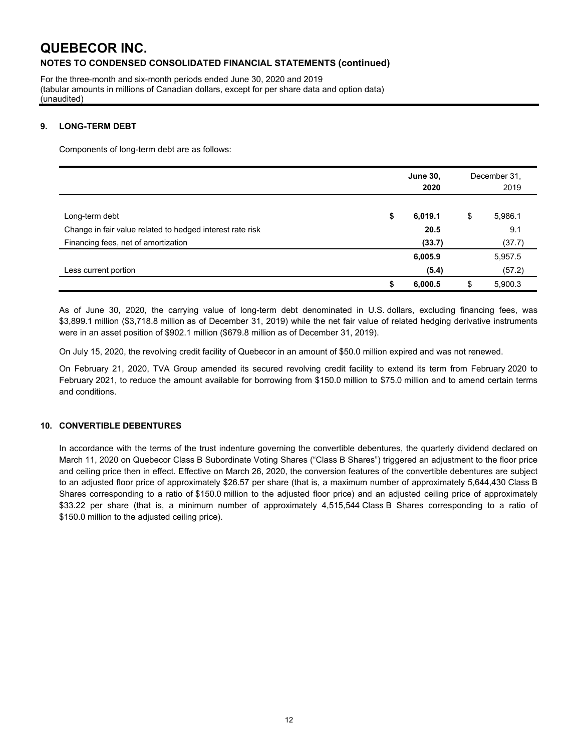# QUEBECOR INC.

## NOTES TO CONDENSED CONSOLIDATED FINANCIAL STATEMENTS (continued)

For the three-month and six-month periods ended June 30, 2020 and 2019
(tabular amounts in millions of Canadian dollars, except for per share data and option data)
(unaudited)

### 9. LONG-TERM DEBT

Components of long-term debt are as follows:

| | **June 30, 2020** | December 31, 2019 |
|---|---|---|
| Long-term debt | **$ 6,019.1** | $ 5,986.1 |
| Change in fair value related to hedged interest rate risk | **20.5** | 9.1 |
| Financing fees, net of amortization | **(33.7)** | (37.7) |
| | **6,005.9** | 5,957.5 |
| Less current portion | **(5.4)** | (57.2) |
| | **$ 6,000.5** | $ 5,900.3 |

As of June 30, 2020, the carrying value of long-term debt denominated in U.S. dollars, excluding financing fees, was $3,899.1 million ($3,718.8 million as of December 31, 2019) while the net fair value of related hedging derivative instruments were in an asset position of $902.1 million ($679.8 million as of December 31, 2019).

On July 15, 2020, the revolving credit facility of Quebecor in an amount of $50.0 million expired and was not renewed.

On February 21, 2020, TVA Group amended its secured revolving credit facility to extend its term from February 2020 to February 2021, to reduce the amount available for borrowing from $150.0 million to $75.0 million and to amend certain terms and conditions.

### 10. CONVERTIBLE DEBENTURES

In accordance with the terms of the trust indenture governing the convertible debentures, the quarterly dividend declared on March 11, 2020 on Quebecor Class B Subordinate Voting Shares ("Class B Shares") triggered an adjustment to the floor price and ceiling price then in effect. Effective on March 26, 2020, the conversion features of the convertible debentures are subject to an adjusted floor price of approximately $26.57 per share (that is, a maximum number of approximately 5,644,430 Class B Shares corresponding to a ratio of $150.0 million to the adjusted floor price) and an adjusted ceiling price of approximately $33.22 per share (that is, a minimum number of approximately 4,515,544 Class B Shares corresponding to a ratio of $150.0 million to the adjusted ceiling price).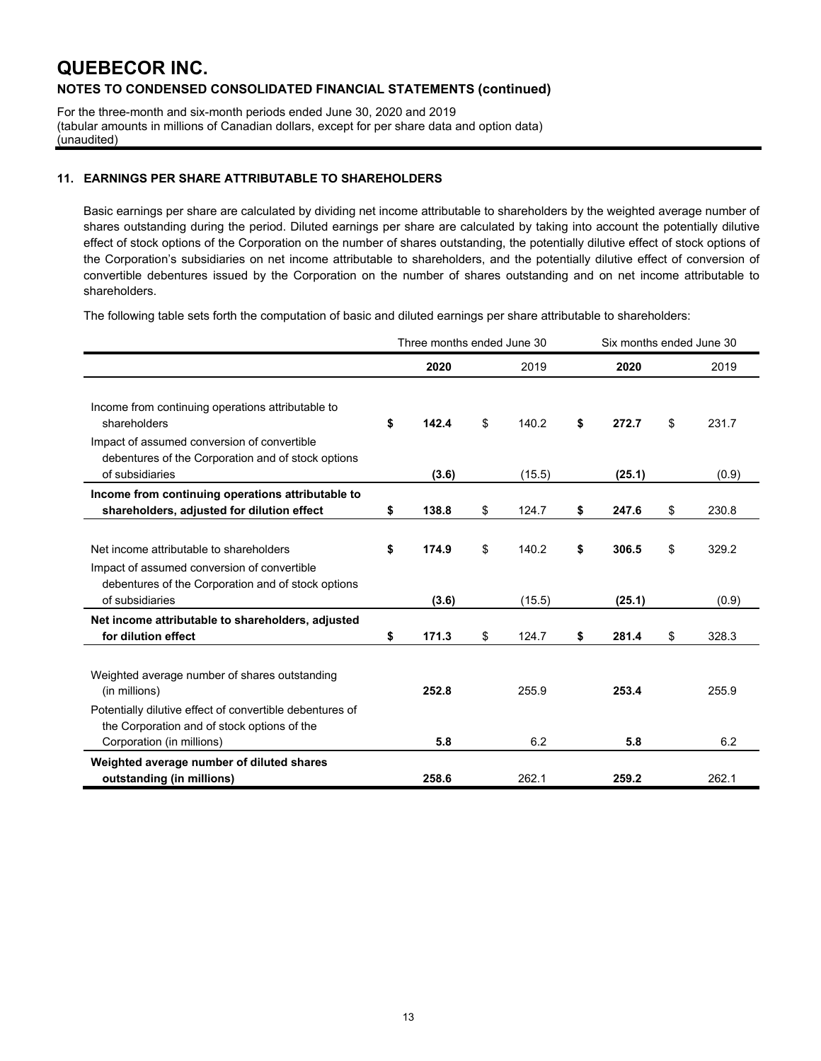# QUEBECOR INC.

## NOTES TO CONDENSED CONSOLIDATED FINANCIAL STATEMENTS (continued)

For the three-month and six-month periods ended June 30, 2020 and 2019
(tabular amounts in millions of Canadian dollars, except for per share data and option data)
(unaudited)

### 11. EARNINGS PER SHARE ATTRIBUTABLE TO SHAREHOLDERS

Basic earnings per share are calculated by dividing net income attributable to shareholders by the weighted average number of shares outstanding during the period. Diluted earnings per share are calculated by taking into account the potentially dilutive effect of stock options of the Corporation on the number of shares outstanding, the potentially dilutive effect of stock options of the Corporation's subsidiaries on net income attributable to shareholders, and the potentially dilutive effect of conversion of convertible debentures issued by the Corporation on the number of shares outstanding and on net income attributable to shareholders.

The following table sets forth the computation of basic and diluted earnings per share attributable to shareholders:

| | Three months ended June 30 | | Six months ended June 30 | |
|---|---|---|---|---|
| | **2020** | 2019 | **2020** | 2019 |
| Income from continuing operations attributable to shareholders | **$ 142.4** | $ 140.2 | **$ 272.7** | $ 231.7 |
| Impact of assumed conversion of convertible debentures of the Corporation and of stock options of subsidiaries | **(3.6)** | (15.5) | **(25.1)** | (0.9) |
| **Income from continuing operations attributable to shareholders, adjusted for dilution effect** | **$ 138.8** | $ 124.7 | **$ 247.6** | $ 230.8 |
| Net income attributable to shareholders | **$ 174.9** | $ 140.2 | **$ 306.5** | $ 329.2 |
| Impact of assumed conversion of convertible debentures of the Corporation and of stock options of subsidiaries | **(3.6)** | (15.5) | **(25.1)** | (0.9) |
| **Net income attributable to shareholders, adjusted for dilution effect** | **$ 171.3** | $ 124.7 | **$ 281.4** | $ 328.3 |
| Weighted average number of shares outstanding (in millions) | **252.8** | 255.9 | **253.4** | 255.9 |
| Potentially dilutive effect of convertible debentures of the Corporation and of stock options of the Corporation (in millions) | **5.8** | 6.2 | **5.8** | 6.2 |
| **Weighted average number of diluted shares outstanding (in millions)** | **258.6** | 262.1 | **259.2** | 262.1 |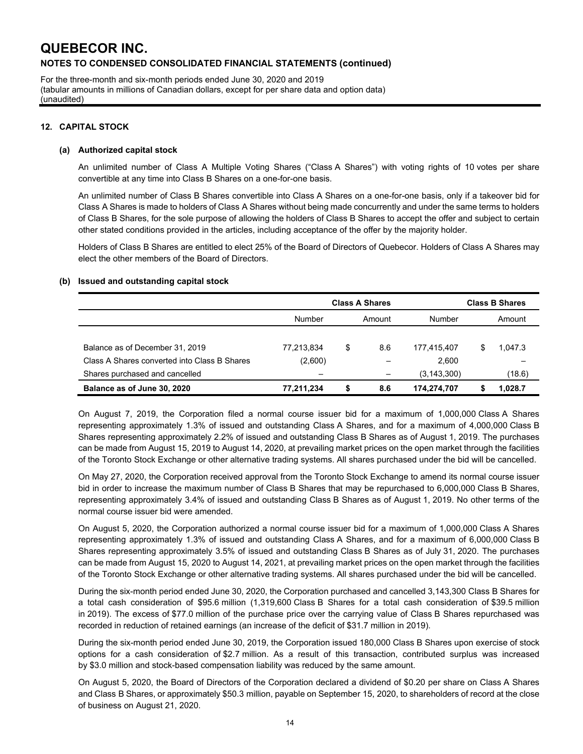## 12. CAPITAL STOCK

### (a) Authorized capital stock

An unlimited number of Class A Multiple Voting Shares ("Class A Shares") with voting rights of 10 votes per share convertible at any time into Class B Shares on a one-for-one basis.

An unlimited number of Class B Shares convertible into Class A Shares on a one-for-one basis, only if a takeover bid for Class A Shares is made to holders of Class A Shares without being made concurrently and under the same terms to holders of Class B Shares, for the sole purpose of allowing the holders of Class B Shares to accept the offer and subject to certain other stated conditions provided in the articles, including acceptance of the offer by the majority holder.

Holders of Class B Shares are entitled to elect 25% of the Board of Directors of Quebecor. Holders of Class A Shares may elect the other members of the Board of Directors.

### (b) Issued and outstanding capital stock

| | Class A Shares | | Class B Shares | |
|---|---|---|---|---|
| | Number | Amount | Number | Amount |
| Balance as of December 31, 2019 | 77,213,834 | $ 8.6 | 177,415,407 | $ 1,047.3 |
| Class A Shares converted into Class B Shares | (2,600) | – | 2,600 | – |
| Shares purchased and cancelled | – | – | (3,143,300) | (18.6) |
| **Balance as of June 30, 2020** | **77,211,234** | **$ 8.6** | **174,274,707** | **$ 1,028.7** |

On August 7, 2019, the Corporation filed a normal course issuer bid for a maximum of 1,000,000 Class A Shares representing approximately 1.3% of issued and outstanding Class A Shares, and for a maximum of 4,000,000 Class B Shares representing approximately 2.2% of issued and outstanding Class B Shares as of August 1, 2019. The purchases can be made from August 15, 2019 to August 14, 2020, at prevailing market prices on the open market through the facilities of the Toronto Stock Exchange or other alternative trading systems. All shares purchased under the bid will be cancelled.

On May 27, 2020, the Corporation received approval from the Toronto Stock Exchange to amend its normal course issuer bid in order to increase the maximum number of Class B Shares that may be repurchased to 6,000,000 Class B Shares, representing approximately 3.4% of issued and outstanding Class B Shares as of August 1, 2019. No other terms of the normal course issuer bid were amended.

On August 5, 2020, the Corporation authorized a normal course issuer bid for a maximum of 1,000,000 Class A Shares representing approximately 1.3% of issued and outstanding Class A Shares, and for a maximum of 6,000,000 Class B Shares representing approximately 3.5% of issued and outstanding Class B Shares as of July 31, 2020. The purchases can be made from August 15, 2020 to August 14, 2021, at prevailing market prices on the open market through the facilities of the Toronto Stock Exchange or other alternative trading systems. All shares purchased under the bid will be cancelled.

During the six-month period ended June 30, 2020, the Corporation purchased and cancelled 3,143,300 Class B Shares for a total cash consideration of $95.6 million (1,319,600 Class B Shares for a total cash consideration of $39.5 million in 2019). The excess of $77.0 million of the purchase price over the carrying value of Class B Shares repurchased was recorded in reduction of retained earnings (an increase of the deficit of $31.7 million in 2019).

During the six-month period ended June 30, 2019, the Corporation issued 180,000 Class B Shares upon exercise of stock options for a cash consideration of $2.7 million. As a result of this transaction, contributed surplus was increased by $3.0 million and stock-based compensation liability was reduced by the same amount.

On August 5, 2020, the Board of Directors of the Corporation declared a dividend of $0.20 per share on Class A Shares and Class B Shares, or approximately $50.3 million, payable on September 15, 2020, to shareholders of record at the close of business on August 21, 2020.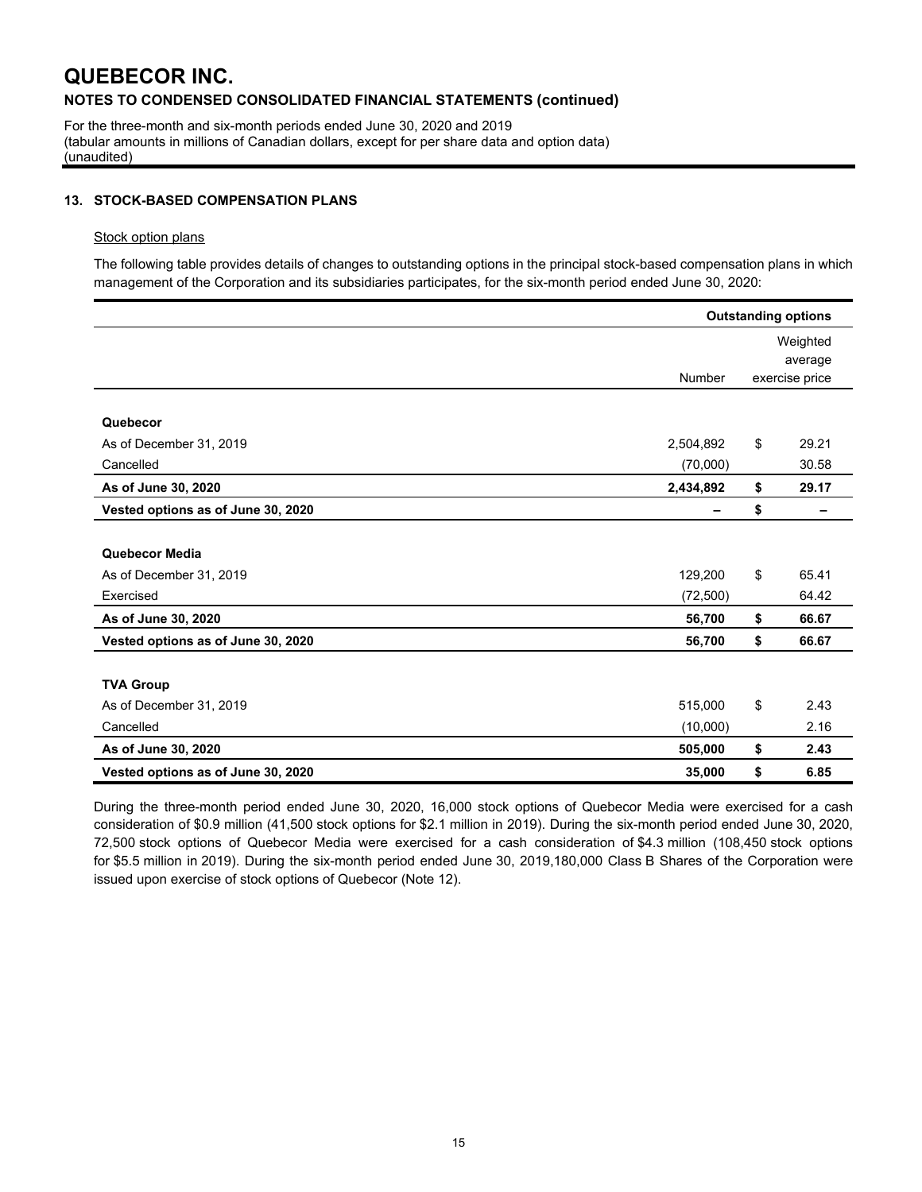# QUEBECOR INC.

## NOTES TO CONDENSED CONSOLIDATED FINANCIAL STATEMENTS (continued)

For the three-month and six-month periods ended June 30, 2020 and 2019
(tabular amounts in millions of Canadian dollars, except for per share data and option data)
(unaudited)

### 13. STOCK-BASED COMPENSATION PLANS

Stock option plans

The following table provides details of changes to outstanding options in the principal stock-based compensation plans in which management of the Corporation and its subsidiaries participates, for the six-month period ended June 30, 2020:

| | Outstanding options | |
|---|---|---|
| | Number | Weighted average exercise price |
| **Quebecor** | | |
| As of December 31, 2019 | 2,504,892 | $ 29.21 |
| Cancelled | (70,000) | 30.58 |
| **As of June 30, 2020** | **2,434,892** | **$ 29.17** |
| **Vested options as of June 30, 2020** | **–** | **$ –** |
| **Quebecor Media** | | |
| As of December 31, 2019 | 129,200 | $ 65.41 |
| Exercised | (72,500) | 64.42 |
| **As of June 30, 2020** | **56,700** | **$ 66.67** |
| **Vested options as of June 30, 2020** | **56,700** | **$ 66.67** |
| **TVA Group** | | |
| As of December 31, 2019 | 515,000 | $ 2.43 |
| Cancelled | (10,000) | 2.16 |
| **As of June 30, 2020** | **505,000** | **$ 2.43** |
| **Vested options as of June 30, 2020** | **35,000** | **$ 6.85** |

During the three-month period ended June 30, 2020, 16,000 stock options of Quebecor Media were exercised for a cash consideration of $0.9 million (41,500 stock options for $2.1 million in 2019). During the six-month period ended June 30, 2020, 72,500 stock options of Quebecor Media were exercised for a cash consideration of $4.3 million (108,450 stock options for $5.5 million in 2019). During the six-month period ended June 30, 2019,180,000 Class B Shares of the Corporation were issued upon exercise of stock options of Quebecor (Note 12).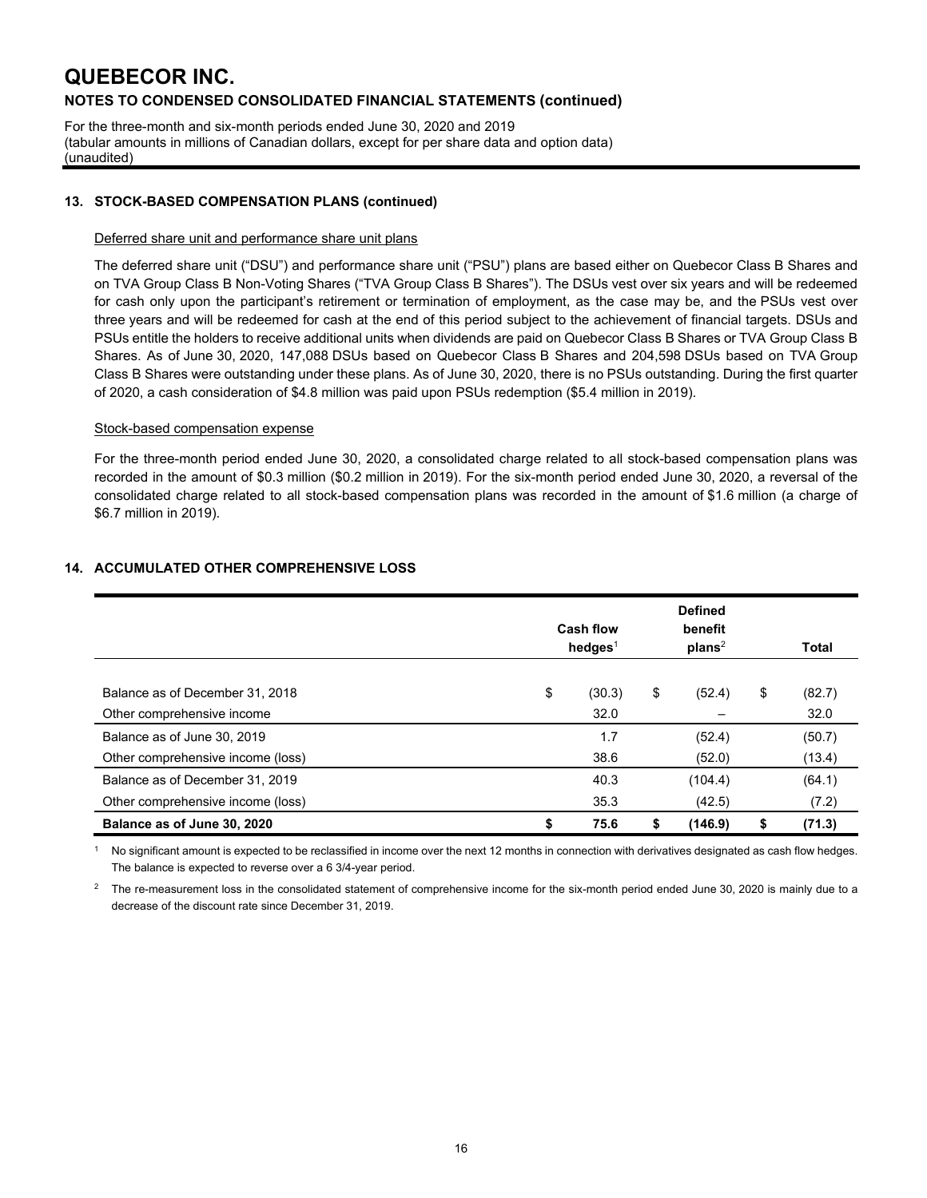## 13. STOCK-BASED COMPENSATION PLANS (continued)

Deferred share unit and performance share unit plans

The deferred share unit ("DSU") and performance share unit ("PSU") plans are based either on Quebecor Class B Shares and on TVA Group Class B Non-Voting Shares ("TVA Group Class B Shares"). The DSUs vest over six years and will be redeemed for cash only upon the participant's retirement or termination of employment, as the case may be, and the PSUs vest over three years and will be redeemed for cash at the end of this period subject to the achievement of financial targets. DSUs and PSUs entitle the holders to receive additional units when dividends are paid on Quebecor Class B Shares or TVA Group Class B Shares. As of June 30, 2020, 147,088 DSUs based on Quebecor Class B Shares and 204,598 DSUs based on TVA Group Class B Shares were outstanding under these plans. As of June 30, 2020, there is no PSUs outstanding. During the first quarter of 2020, a cash consideration of $4.8 million was paid upon PSUs redemption ($5.4 million in 2019).

Stock-based compensation expense

For the three-month period ended June 30, 2020, a consolidated charge related to all stock-based compensation plans was recorded in the amount of $0.3 million ($0.2 million in 2019). For the six-month period ended June 30, 2020, a reversal of the consolidated charge related to all stock-based compensation plans was recorded in the amount of $1.6 million (a charge of $6.7 million in 2019).

## 14. ACCUMULATED OTHER COMPREHENSIVE LOSS

| | Cash flow hedges[1] | Defined benefit plans[2] | Total |
|---|---|---|---|
| Balance as of December 31, 2018 | $ (30.3) | $ (52.4) | $ (82.7) |
| Other comprehensive income | 32.0 | – | 32.0 |
| Balance as of June 30, 2019 | 1.7 | (52.4) | (50.7) |
| Other comprehensive income (loss) | 38.6 | (52.0) | (13.4) |
| Balance as of December 31, 2019 | 40.3 | (104.4) | (64.1) |
| Other comprehensive income (loss) | 35.3 | (42.5) | (7.2) |
| **Balance as of June 30, 2020** | **$ 75.6** | **$ (146.9)** | **$ (71.3)** |

[1] No significant amount is expected to be reclassified in income over the next 12 months in connection with derivatives designated as cash flow hedges. The balance is expected to reverse over a 6 3/4-year period.

[2] The re-measurement loss in the consolidated statement of comprehensive income for the six-month period ended June 30, 2020 is mainly due to a decrease of the discount rate since December 31, 2019.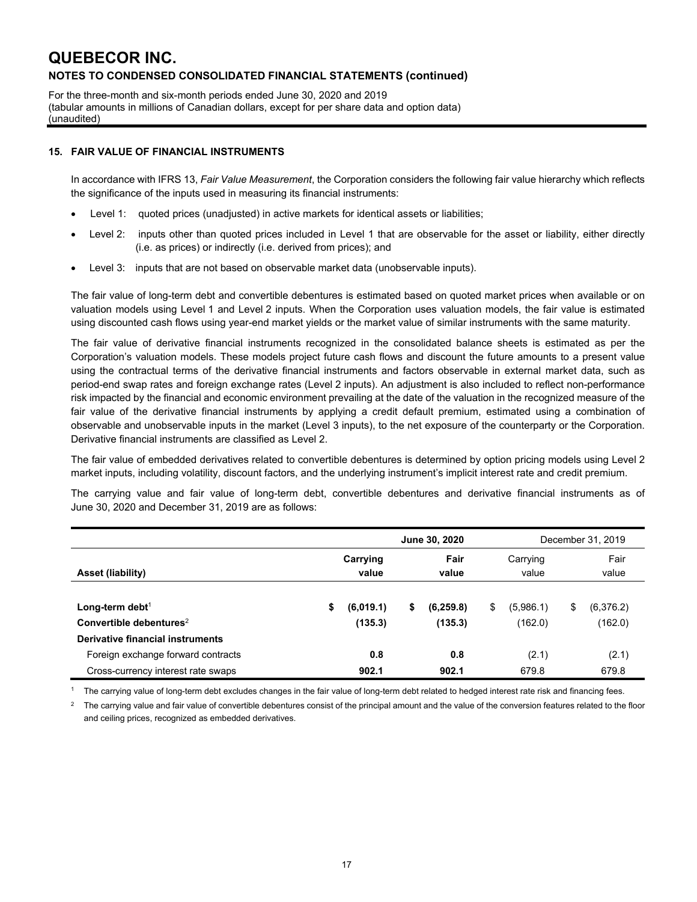# QUEBECOR INC.

## NOTES TO CONDENSED CONSOLIDATED FINANCIAL STATEMENTS (continued)

For the three-month and six-month periods ended June 30, 2020 and 2019
(tabular amounts in millions of Canadian dollars, except for per share data and option data)
(unaudited)

### 15. FAIR VALUE OF FINANCIAL INSTRUMENTS

In accordance with IFRS 13, *Fair Value Measurement*, the Corporation considers the following fair value hierarchy which reflects the significance of the inputs used in measuring its financial instruments:

- Level 1: quoted prices (unadjusted) in active markets for identical assets or liabilities;
- Level 2: inputs other than quoted prices included in Level 1 that are observable for the asset or liability, either directly (i.e. as prices) or indirectly (i.e. derived from prices); and
- Level 3: inputs that are not based on observable market data (unobservable inputs).

The fair value of long-term debt and convertible debentures is estimated based on quoted market prices when available or on valuation models using Level 1 and Level 2 inputs. When the Corporation uses valuation models, the fair value is estimated using discounted cash flows using year-end market yields or the market value of similar instruments with the same maturity.

The fair value of derivative financial instruments recognized in the consolidated balance sheets is estimated as per the Corporation's valuation models. These models project future cash flows and discount the future amounts to a present value using the contractual terms of the derivative financial instruments and factors observable in external market data, such as period-end swap rates and foreign exchange rates (Level 2 inputs). An adjustment is also included to reflect non-performance risk impacted by the financial and economic environment prevailing at the date of the valuation in the recognized measure of the fair value of the derivative financial instruments by applying a credit default premium, estimated using a combination of observable and unobservable inputs in the market (Level 3 inputs), to the net exposure of the counterparty or the Corporation. Derivative financial instruments are classified as Level 2.

The fair value of embedded derivatives related to convertible debentures is determined by option pricing models using Level 2 market inputs, including volatility, discount factors, and the underlying instrument's implicit interest rate and credit premium.

The carrying value and fair value of long-term debt, convertible debentures and derivative financial instruments as of June 30, 2020 and December 31, 2019 are as follows:

| | **June 30, 2020** | | December 31, 2019 | |
|---|---|---|---|---|
| **Asset (liability)** | **Carrying value** | **Fair value** | Carrying value | Fair value |
| **Long-term debt**[1] | **$ (6,019.1)** | **$ (6,259.8)** | $ (5,986.1) | $ (6,376.2) |
| **Convertible debentures**[2] | **(135.3)** | **(135.3)** | (162.0) | (162.0) |
| **Derivative financial instruments** | | | | |
| Foreign exchange forward contracts | **0.8** | **0.8** | (2.1) | (2.1) |
| Cross-currency interest rate swaps | **902.1** | **902.1** | 679.8 | 679.8 |

[1] The carrying value of long-term debt excludes changes in the fair value of long-term debt related to hedged interest rate risk and financing fees.

[2] The carrying value and fair value of convertible debentures consist of the principal amount and the value of the conversion features related to the floor and ceiling prices, recognized as embedded derivatives.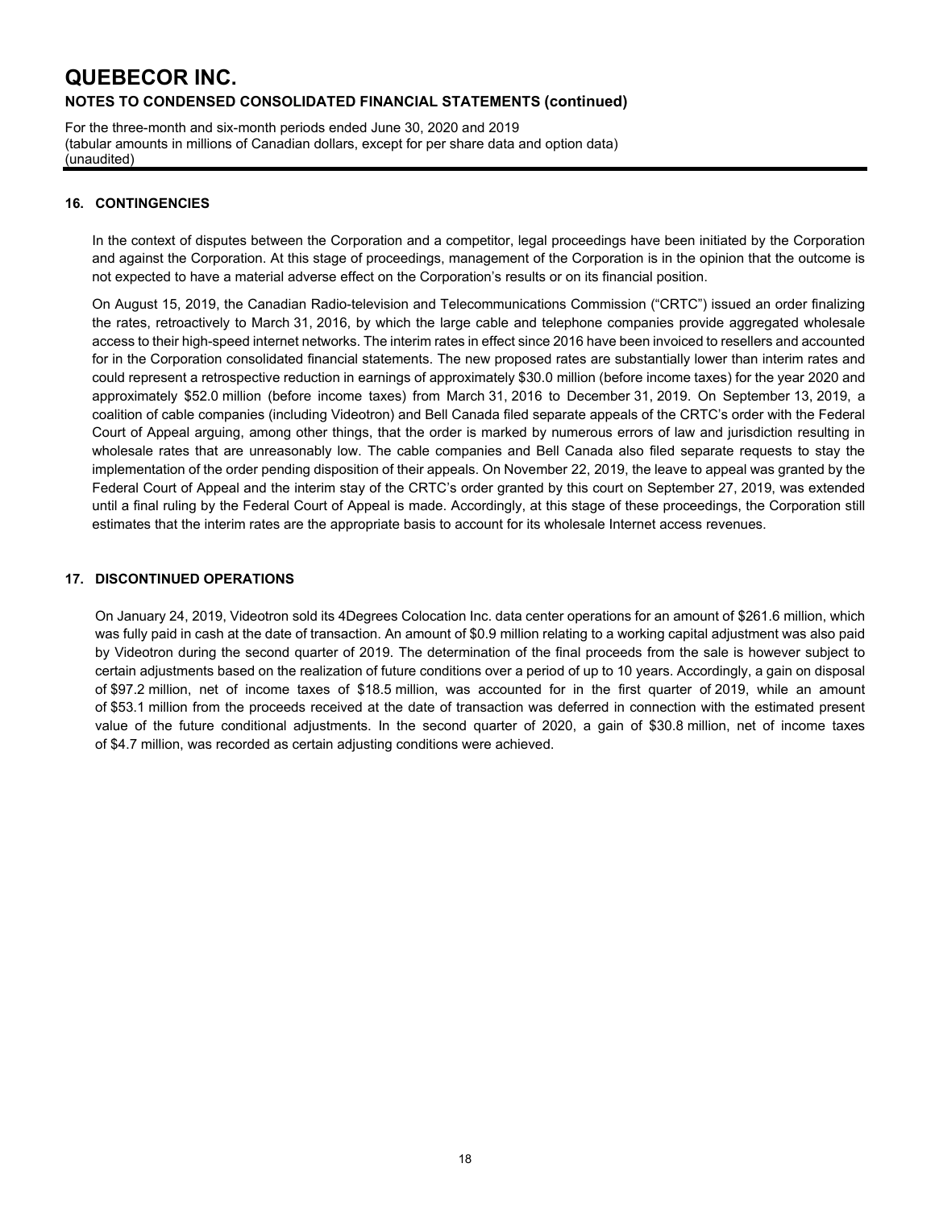## 16. CONTINGENCIES

In the context of disputes between the Corporation and a competitor, legal proceedings have been initiated by the Corporation and against the Corporation. At this stage of proceedings, management of the Corporation is in the opinion that the outcome is not expected to have a material adverse effect on the Corporation's results or on its financial position.

On August 15, 2019, the Canadian Radio-television and Telecommunications Commission ("CRTC") issued an order finalizing the rates, retroactively to March 31, 2016, by which the large cable and telephone companies provide aggregated wholesale access to their high-speed internet networks. The interim rates in effect since 2016 have been invoiced to resellers and accounted for in the Corporation consolidated financial statements. The new proposed rates are substantially lower than interim rates and could represent a retrospective reduction in earnings of approximately $30.0 million (before income taxes) for the year 2020 and approximately $52.0 million (before income taxes) from March 31, 2016 to December 31, 2019. On September 13, 2019, a coalition of cable companies (including Videotron) and Bell Canada filed separate appeals of the CRTC's order with the Federal Court of Appeal arguing, among other things, that the order is marked by numerous errors of law and jurisdiction resulting in wholesale rates that are unreasonably low. The cable companies and Bell Canada also filed separate requests to stay the implementation of the order pending disposition of their appeals. On November 22, 2019, the leave to appeal was granted by the Federal Court of Appeal and the interim stay of the CRTC's order granted by this court on September 27, 2019, was extended until a final ruling by the Federal Court of Appeal is made. Accordingly, at this stage of these proceedings, the Corporation still estimates that the interim rates are the appropriate basis to account for its wholesale Internet access revenues.

## 17. DISCONTINUED OPERATIONS

On January 24, 2019, Videotron sold its 4Degrees Colocation Inc. data center operations for an amount of $261.6 million, which was fully paid in cash at the date of transaction. An amount of $0.9 million relating to a working capital adjustment was also paid by Videotron during the second quarter of 2019. The determination of the final proceeds from the sale is however subject to certain adjustments based on the realization of future conditions over a period of up to 10 years. Accordingly, a gain on disposal of $97.2 million, net of income taxes of $18.5 million, was accounted for in the first quarter of 2019, while an amount of $53.1 million from the proceeds received at the date of transaction was deferred in connection with the estimated present value of the future conditional adjustments. In the second quarter of 2020, a gain of $30.8 million, net of income taxes of $4.7 million, was recorded as certain adjusting conditions were achieved.